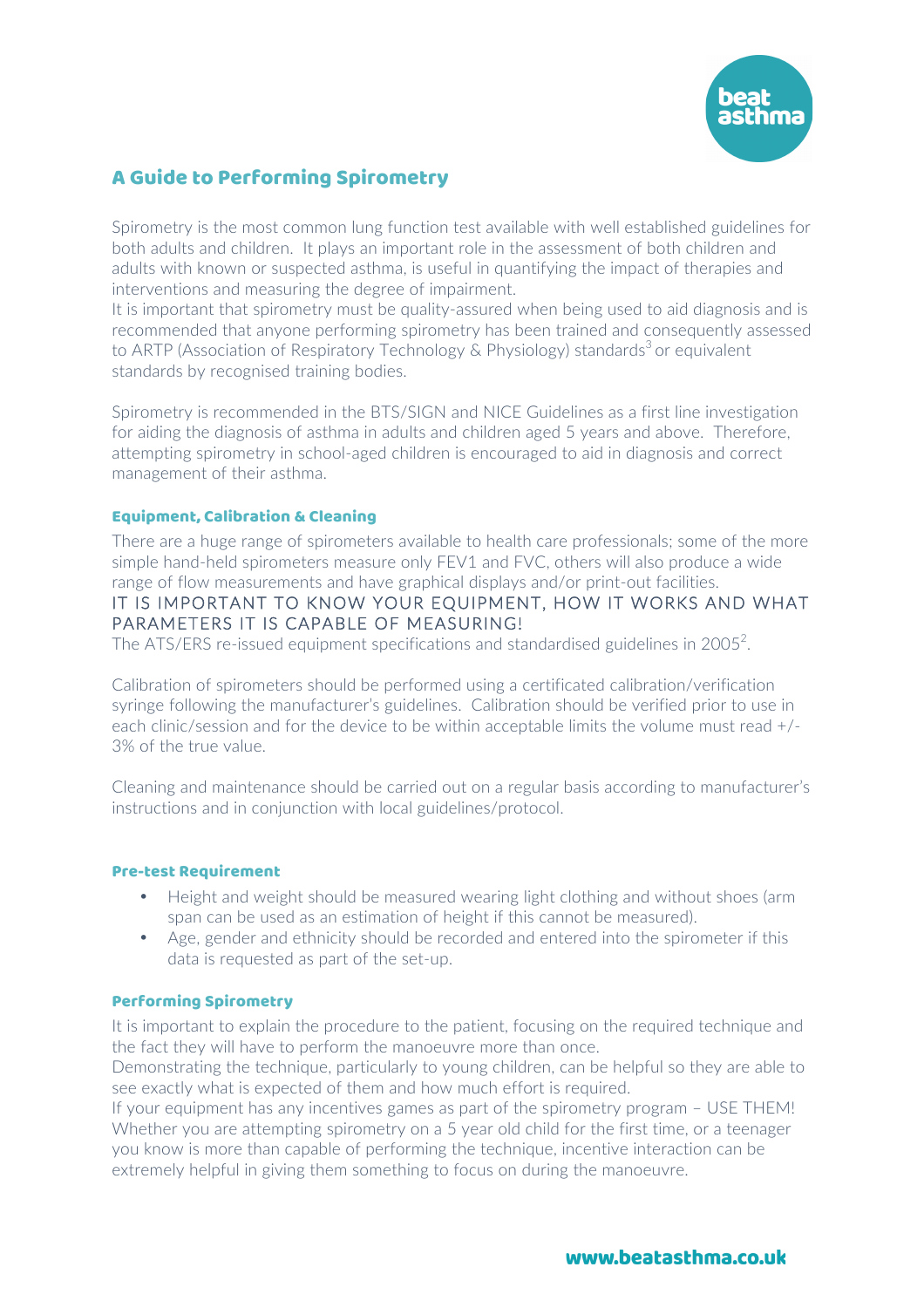# A Guide to Performing Spirometry

Spirometry is the most common lung function test available with well established guidelines for both adults and children. It plays an important role in the assessment of both children and adults with known or suspected asthma, is useful in quantifying the impact of therapies and interventions and measuring the degree of impairment.
It is important that spirometry must be quality-assured when being used to aid diagnosis and is recommended that anyone performing spirometry has been trained and consequently assessed to ARTP (Association of Respiratory Technology & Physiology) standards[3] or equivalent standards by recognised training bodies.

Spirometry is recommended in the BTS/SIGN and NICE Guidelines as a first line investigation for aiding the diagnosis of asthma in adults and children aged 5 years and above. Therefore, attempting spirometry in school-aged children is encouraged to aid in diagnosis and correct management of their asthma.

## Equipment, Calibration & Cleaning

There are a huge range of spirometers available to health care professionals; some of the more simple hand-held spirometers measure only FEV1 and FVC, others will also produce a wide range of flow measurements and have graphical displays and/or print-out facilities.
IT IS IMPORTANT TO KNOW YOUR EQUIPMENT, HOW IT WORKS AND WHAT PARAMETERS IT IS CAPABLE OF MEASURING!
The ATS/ERS re-issued equipment specifications and standardised guidelines in 2005[2].

Calibration of spirometers should be performed using a certificated calibration/verification syringe following the manufacturer's guidelines. Calibration should be verified prior to use in each clinic/session and for the device to be within acceptable limits the volume must read +/- 3% of the true value.

Cleaning and maintenance should be carried out on a regular basis according to manufacturer's instructions and in conjunction with local guidelines/protocol.

## Pre-test Requirement

- Height and weight should be measured wearing light clothing and without shoes (arm span can be used as an estimation of height if this cannot be measured).
- Age, gender and ethnicity should be recorded and entered into the spirometer if this data is requested as part of the set-up.

## Performing Spirometry

It is important to explain the procedure to the patient, focusing on the required technique and the fact they will have to perform the manoeuvre more than once.
Demonstrating the technique, particularly to young children, can be helpful so they are able to see exactly what is expected of them and how much effort is required.
If your equipment has any incentives games as part of the spirometry program – USE THEM! Whether you are attempting spirometry on a 5 year old child for the first time, or a teenager you know is more than capable of performing the technique, incentive interaction can be extremely helpful in giving them something to focus on during the manoeuvre.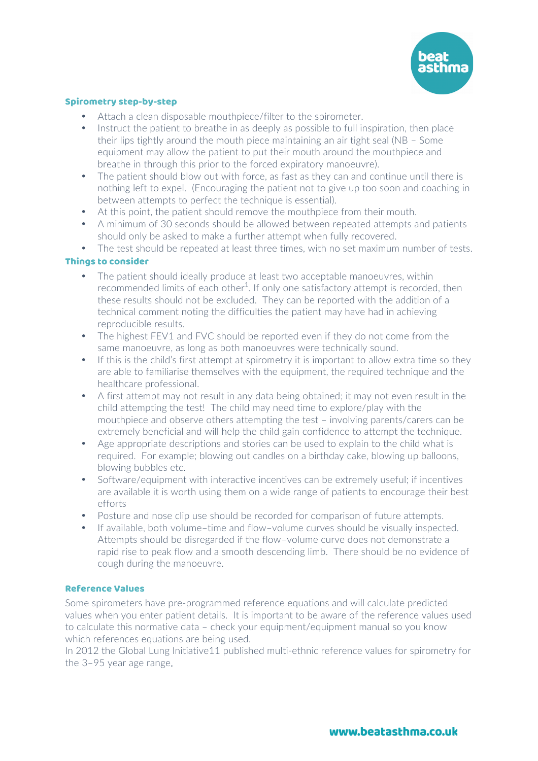### Spirometry step-by-step

- Attach a clean disposable mouthpiece/filter to the spirometer.
- Instruct the patient to breathe in as deeply as possible to full inspiration, then place their lips tightly around the mouth piece maintaining an air tight seal (NB – Some equipment may allow the patient to put their mouth around the mouthpiece and breathe in through this prior to the forced expiratory manoeuvre).
- The patient should blow out with force, as fast as they can and continue until there is nothing left to expel. (Encouraging the patient not to give up too soon and coaching in between attempts to perfect the technique is essential).
- At this point, the patient should remove the mouthpiece from their mouth.
- A minimum of 30 seconds should be allowed between repeated attempts and patients should only be asked to make a further attempt when fully recovered.
- The test should be repeated at least three times, with no set maximum number of tests.

### Things to consider

- The patient should ideally produce at least two acceptable manoeuvres, within recommended limits of each other[1]. If only one satisfactory attempt is recorded, then these results should not be excluded. They can be reported with the addition of a technical comment noting the difficulties the patient may have had in achieving reproducible results.
- The highest FEV1 and FVC should be reported even if they do not come from the same manoeuvre, as long as both manoeuvres were technically sound.
- If this is the child's first attempt at spirometry it is important to allow extra time so they are able to familiarise themselves with the equipment, the required technique and the healthcare professional.
- A first attempt may not result in any data being obtained; it may not even result in the child attempting the test! The child may need time to explore/play with the mouthpiece and observe others attempting the test – involving parents/carers can be extremely beneficial and will help the child gain confidence to attempt the technique.
- Age appropriate descriptions and stories can be used to explain to the child what is required. For example; blowing out candles on a birthday cake, blowing up balloons, blowing bubbles etc.
- Software/equipment with interactive incentives can be extremely useful; if incentives are available it is worth using them on a wide range of patients to encourage their best efforts
- Posture and nose clip use should be recorded for comparison of future attempts.
- If available, both volume–time and flow–volume curves should be visually inspected. Attempts should be disregarded if the flow–volume curve does not demonstrate a rapid rise to peak flow and a smooth descending limb. There should be no evidence of cough during the manoeuvre.

### Reference Values

Some spirometers have pre-programmed reference equations and will calculate predicted values when you enter patient details. It is important to be aware of the reference values used to calculate this normative data – check your equipment/equipment manual so you know which references equations are being used.

In 2012 the Global Lung Initiative11 published multi-ethnic reference values for spirometry for the 3–95 year age range.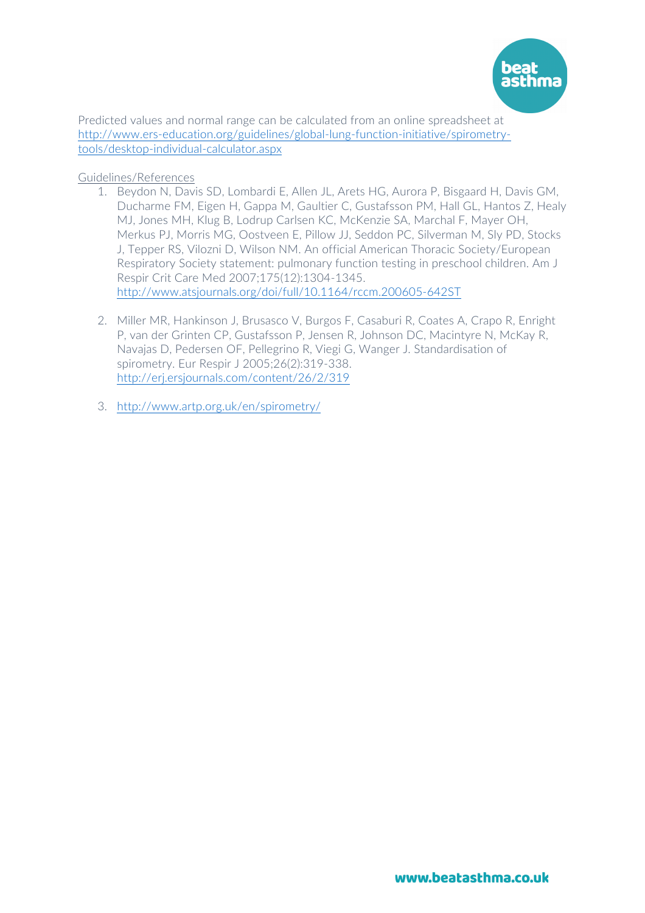Predicted values and normal range can be calculated from an online spreadsheet at http://www.ers-education.org/guidelines/global-lung-function-initiative/spirometry-tools/desktop-individual-calculator.aspx

Guidelines/References

1. Beydon N, Davis SD, Lombardi E, Allen JL, Arets HG, Aurora P, Bisgaard H, Davis GM, Ducharme FM, Eigen H, Gappa M, Gaultier C, Gustafsson PM, Hall GL, Hantos Z, Healy MJ, Jones MH, Klug B, Lodrup Carlsen KC, McKenzie SA, Marchal F, Mayer OH, Merkus PJ, Morris MG, Oostveen E, Pillow JJ, Seddon PC, Silverman M, Sly PD, Stocks J, Tepper RS, Vilozni D, Wilson NM. An official American Thoracic Society/European Respiratory Society statement: pulmonary function testing in preschool children. Am J Respir Crit Care Med 2007;175(12):1304-1345. http://www.atsjournals.org/doi/full/10.1164/rccm.200605-642ST

2. Miller MR, Hankinson J, Brusasco V, Burgos F, Casaburi R, Coates A, Crapo R, Enright P, van der Grinten CP, Gustafsson P, Jensen R, Johnson DC, Macintyre N, McKay R, Navajas D, Pedersen OF, Pellegrino R, Viegi G, Wanger J. Standardisation of spirometry. Eur Respir J 2005;26(2):319-338. http://erj.ersjournals.com/content/26/2/319

3. http://www.artp.org.uk/en/spirometry/